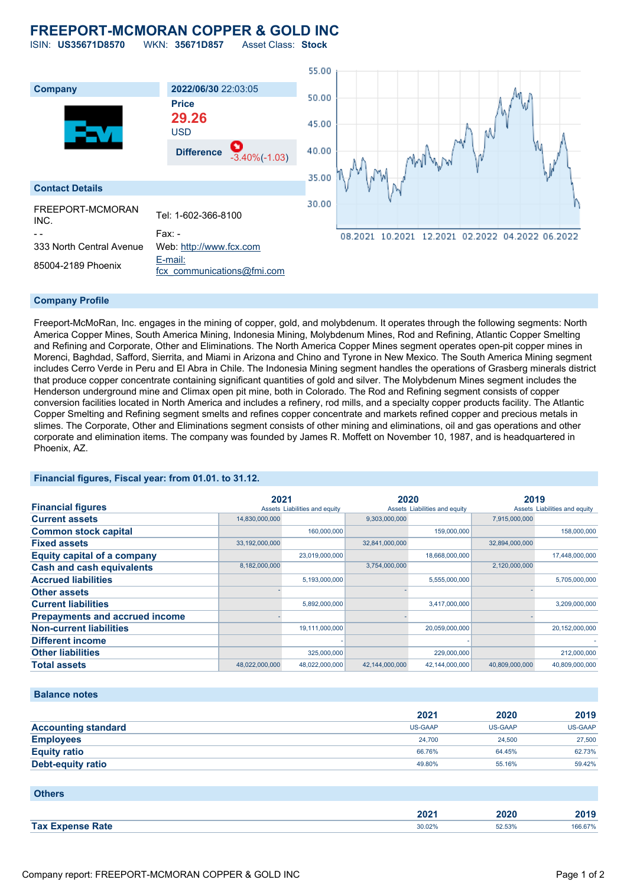# FREEPORT-MCMORAN COPPER & GOLD INC

ISIN: **US35671D8570** WKN: **35671D857** Asset Class: **Stock**

| Company | |
|---|---|
| | **2022/06/30** 22:03:05 |
| | **Price** |
| | **29.26** USD |
| | **Difference** -3.40%(-1.03) |

## Contact Details

| | |
|---|---|
| FREEPORT-MCMORAN INC. | Tel: 1-602-366-8100 |
| - - | Fax: - |
| 333 North Central Avenue | Web: http://www.fcx.com |
| 85004-2189 Phoenix | E-mail: fcx_communications@fmi.com |

## Company Profile

Freeport-McMoRan, Inc. engages in the mining of copper, gold, and molybdenum. It operates through the following segments: North America Copper Mines, South America Mining, Indonesia Mining, Molybdenum Mines, Rod and Refining, Atlantic Copper Smelting and Refining and Corporate, Other and Eliminations. The North America Copper Mines segment operates open-pit copper mines in Morenci, Baghdad, Safford, Sierrita, and Miami in Arizona and Chino and Tyrone in New Mexico. The South America Mining segment includes Cerro Verde in Peru and El Abra in Chile. The Indonesia Mining segment handles the operations of Grasberg minerals district that produce copper concentrate containing significant quantities of gold and silver. The Molybdenum Mines segment includes the Henderson underground mine and Climax open pit mine, both in Colorado. The Rod and Refining segment consists of copper conversion facilities located in North America and includes a refinery, rod mills, and a specialty copper products facility. The Atlantic Copper Smelting and Refining segment smelts and refines copper concentrate and markets refined copper and precious metals in slimes. The Corporate, Other and Eliminations segment consists of other mining and eliminations, oil and gas operations and other corporate and elimination items. The company was founded by James R. Moffett on November 10, 1987, and is headquartered in Phoenix, AZ.

## Financial figures, Fiscal year: from 01.01. to 31.12.

| Financial figures | 2021 | | 2020 | | 2019 | |
|---|---|---|---|---|---|---|
| | Assets | Liabilities and equity | Assets | Liabilities and equity | Assets | Liabilities and equity |
| **Current assets** | 14,830,000,000 | | 9,303,000,000 | | 7,915,000,000 | |
| **Common stock capital** | | 160,000,000 | | 159,000,000 | | 158,000,000 |
| **Fixed assets** | 33,192,000,000 | | 32,841,000,000 | | 32,894,000,000 | |
| **Equity capital of a company** | | 23,019,000,000 | | 18,668,000,000 | | 17,448,000,000 |
| **Cash and cash equivalents** | 8,182,000,000 | | 3,754,000,000 | | 2,120,000,000 | |
| **Accrued liabilities** | | 5,193,000,000 | | 5,555,000,000 | | 5,705,000,000 |
| **Other assets** | - | | - | | - | |
| **Current liabilities** | | 5,892,000,000 | | 3,417,000,000 | | 3,209,000,000 |
| **Prepayments and accrued income** | - | | - | | - | |
| **Non-current liabilities** | | 19,111,000,000 | | 20,059,000,000 | | 20,152,000,000 |
| **Different income** | | - | | - | | - |
| **Other liabilities** | | 325,000,000 | | 229,000,000 | | 212,000,000 |
| **Total assets** | 48,022,000,000 | 48,022,000,000 | 42,144,000,000 | 42,144,000,000 | 40,809,000,000 | 40,809,000,000 |

## Balance notes

| | 2021 | 2020 | 2019 |
|---|---|---|---|
| **Accounting standard** | US-GAAP | US-GAAP | US-GAAP |
| **Employees** | 24,700 | 24,500 | 27,500 |
| **Equity ratio** | 66.76% | 64.45% | 62.73% |
| **Debt-equity ratio** | 49.80% | 55.16% | 59.42% |

## Others

| | 2021 | 2020 | 2019 |
|---|---|---|---|
| **Tax Expense Rate** | 30.02% | 52.53% | 166.67% |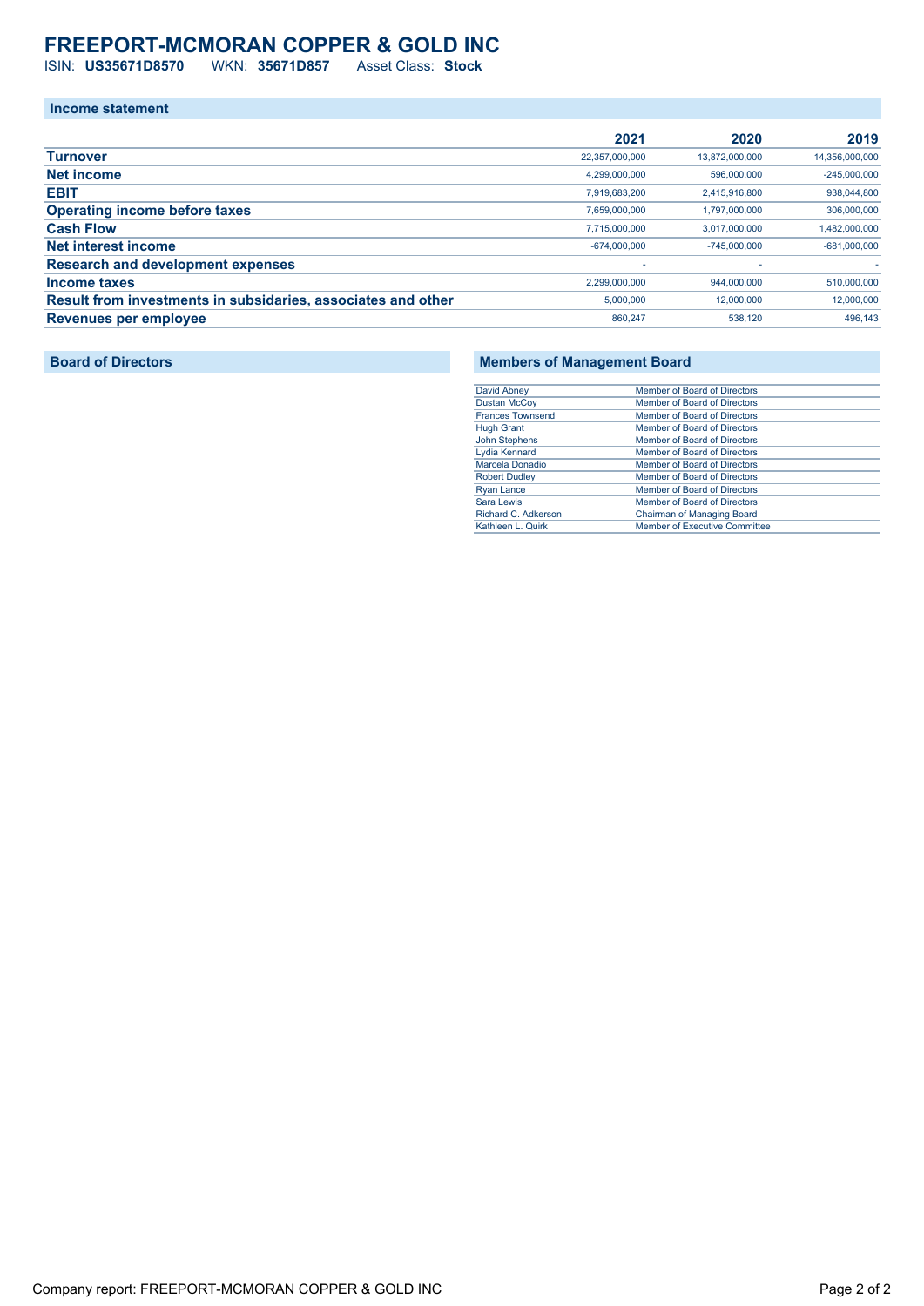# FREEPORT-MCMORAN COPPER & GOLD INC

ISIN: **US35671D8570** WKN: **35671D857** Asset Class: **Stock**

## Income statement

| | 2021 | 2020 | 2019 |
|---|---|---|---|
| **Turnover** | 22,357,000,000 | 13,872,000,000 | 14,356,000,000 |
| **Net income** | 4,299,000,000 | 596,000,000 | -245,000,000 |
| **EBIT** | 7,919,683,200 | 2,415,916,800 | 938,044,800 |
| **Operating income before taxes** | 7,659,000,000 | 1,797,000,000 | 306,000,000 |
| **Cash Flow** | 7,715,000,000 | 3,017,000,000 | 1,482,000,000 |
| **Net interest income** | -674,000,000 | -745,000,000 | -681,000,000 |
| **Research and development expenses** | - | - | - |
| **Income taxes** | 2,299,000,000 | 944,000,000 | 510,000,000 |
| **Result from investments in subsidaries, associates and other** | 5,000,000 | 12,000,000 | 12,000,000 |
| **Revenues per employee** | 860,247 | 538,120 | 496,143 |

## Board of Directors

## Members of Management Board

| | |
|---|---|
| David Abney | Member of Board of Directors |
| Dustan McCoy | Member of Board of Directors |
| Frances Townsend | Member of Board of Directors |
| Hugh Grant | Member of Board of Directors |
| John Stephens | Member of Board of Directors |
| Lydia Kennard | Member of Board of Directors |
| Marcela Donadio | Member of Board of Directors |
| Robert Dudley | Member of Board of Directors |
| Ryan Lance | Member of Board of Directors |
| Sara Lewis | Member of Board of Directors |
| Richard C. Adkerson | Chairman of Managing Board |
| Kathleen L. Quirk | Member of Executive Committee |